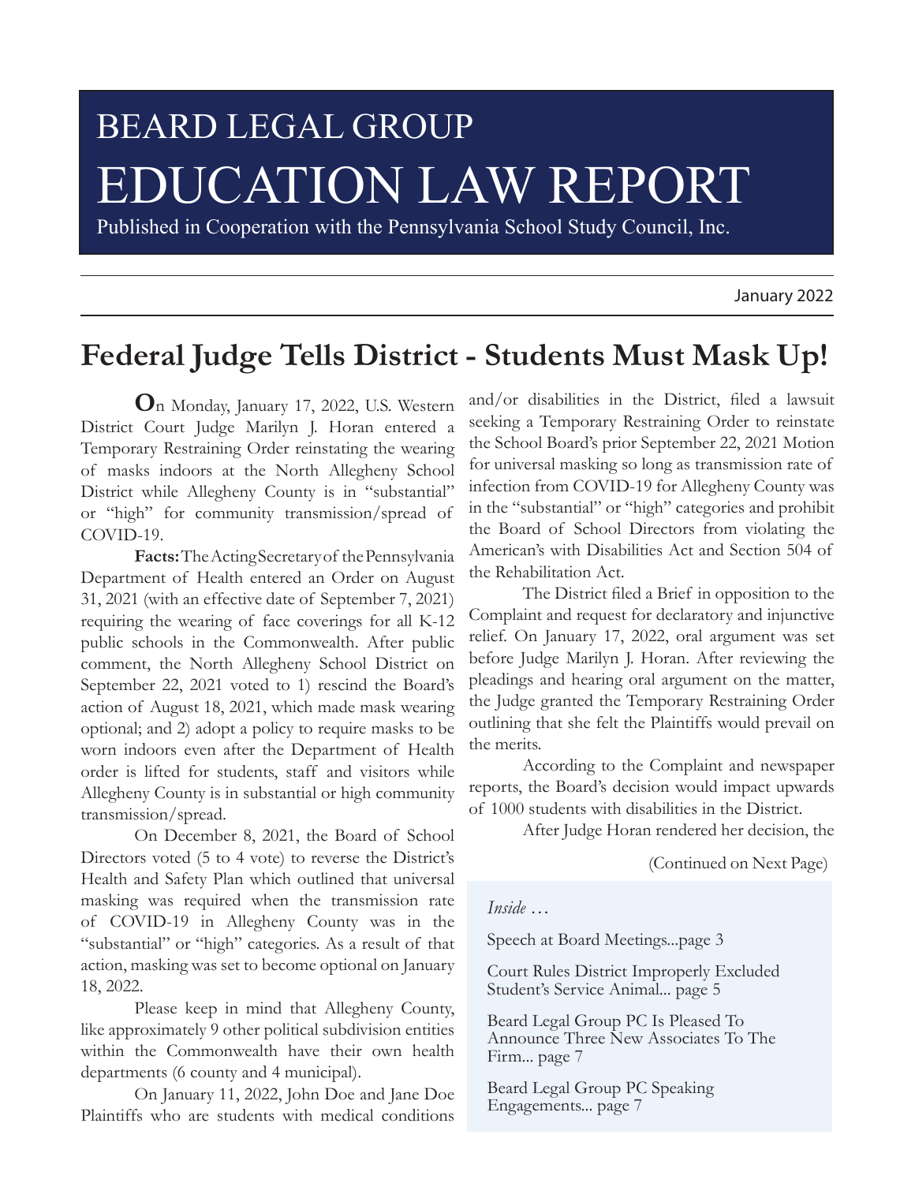# BEARD LEGAL GROUP
# EDUCATION LAW REPORT

Published in Cooperation with the Pennsylvania School Study Council, Inc.

January 2022

## Federal Judge Tells District - Students Must Mask Up!

On Monday, January 17, 2022, U.S. Western District Court Judge Marilyn J. Horan entered a Temporary Restraining Order reinstating the wearing of masks indoors at the North Allegheny School District while Allegheny County is in "substantial" or "high" for community transmission/spread of COVID-19.

**Facts:** The Acting Secretary of the Pennsylvania Department of Health entered an Order on August 31, 2021 (with an effective date of September 7, 2021) requiring the wearing of face coverings for all K-12 public schools in the Commonwealth. After public comment, the North Allegheny School District on September 22, 2021 voted to 1) rescind the Board's action of August 18, 2021, which made mask wearing optional; and 2) adopt a policy to require masks to be worn indoors even after the Department of Health order is lifted for students, staff and visitors while Allegheny County is in substantial or high community transmission/spread.

On December 8, 2021, the Board of School Directors voted (5 to 4 vote) to reverse the District's Health and Safety Plan which outlined that universal masking was required when the transmission rate of COVID-19 in Allegheny County was in the "substantial" or "high" categories. As a result of that action, masking was set to become optional on January 18, 2022.

Please keep in mind that Allegheny County, like approximately 9 other political subdivision entities within the Commonwealth have their own health departments (6 county and 4 municipal).

On January 11, 2022, John Doe and Jane Doe Plaintiffs who are students with medical conditions and/or disabilities in the District, filed a lawsuit seeking a Temporary Restraining Order to reinstate the School Board's prior September 22, 2021 Motion for universal masking so long as transmission rate of infection from COVID-19 for Allegheny County was in the "substantial" or "high" categories and prohibit the Board of School Directors from violating the American's with Disabilities Act and Section 504 of the Rehabilitation Act.

The District filed a Brief in opposition to the Complaint and request for declaratory and injunctive relief. On January 17, 2022, oral argument was set before Judge Marilyn J. Horan. After reviewing the pleadings and hearing oral argument on the matter, the Judge granted the Temporary Restraining Order outlining that she felt the Plaintiffs would prevail on the merits.

According to the Complaint and newspaper reports, the Board's decision would impact upwards of 1000 students with disabilities in the District.

After Judge Horan rendered her decision, the

(Continued on Next Page)

*Inside …*

Speech at Board Meetings...page 3

Court Rules District Improperly Excluded Student's Service Animal... page 5

Beard Legal Group PC Is Pleased To Announce Three New Associates To The Firm... page 7

Beard Legal Group PC Speaking Engagements... page 7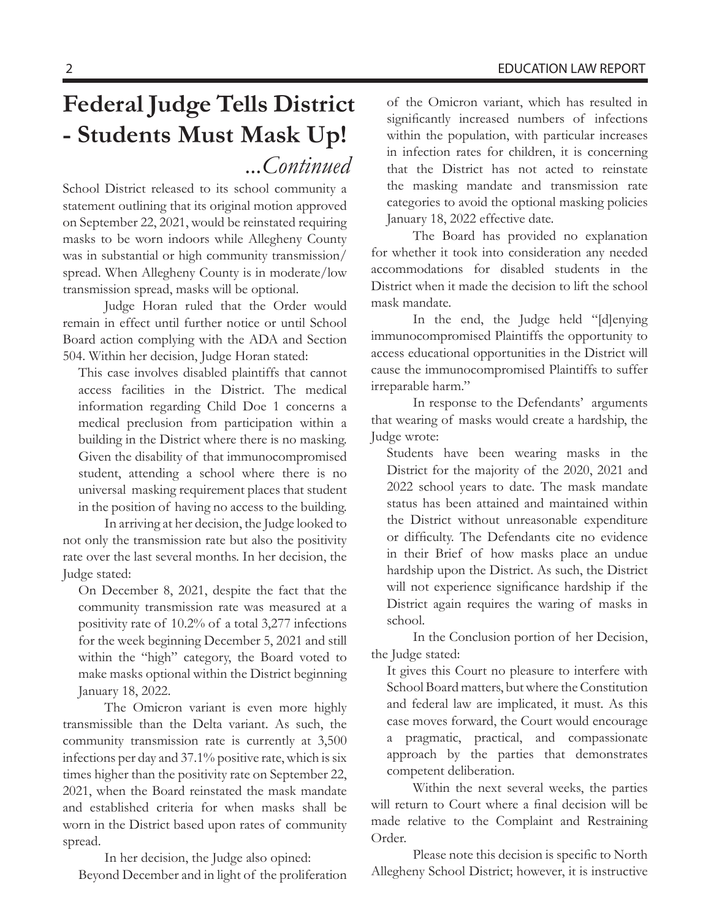# Federal Judge Tells District - Students Must Mask Up!

*...Continued*

School District released to its school community a statement outlining that its original motion approved on September 22, 2021, would be reinstated requiring masks to be worn indoors while Allegheny County was in substantial or high community transmission/spread. When Allegheny County is in moderate/low transmission spread, masks will be optional.

Judge Horan ruled that the Order would remain in effect until further notice or until School Board action complying with the ADA and Section 504. Within her decision, Judge Horan stated:

> This case involves disabled plaintiffs that cannot access facilities in the District. The medical information regarding Child Doe 1 concerns a medical preclusion from participation within a building in the District where there is no masking. Given the disability of that immunocompromised student, attending a school where there is no universal masking requirement places that student in the position of having no access to the building.

In arriving at her decision, the Judge looked to not only the transmission rate but also the positivity rate over the last several months. In her decision, the Judge stated:

> On December 8, 2021, despite the fact that the community transmission rate was measured at a positivity rate of 10.2% of a total 3,277 infections for the week beginning December 5, 2021 and still within the "high" category, the Board voted to make masks optional within the District beginning January 18, 2022.
>
> The Omicron variant is even more highly transmissible than the Delta variant. As such, the community transmission rate is currently at 3,500 infections per day and 37.1% positive rate, which is six times higher than the positivity rate on September 22, 2021, when the Board reinstated the mask mandate and established criteria for when masks shall be worn in the District based upon rates of community spread.

In her decision, the Judge also opined:

> Beyond December and in light of the proliferation of the Omicron variant, which has resulted in significantly increased numbers of infections within the population, with particular increases in infection rates for children, it is concerning that the District has not acted to reinstate the masking mandate and transmission rate categories to avoid the optional masking policies January 18, 2022 effective date.
>
> The Board has provided no explanation for whether it took into consideration any needed accommodations for disabled students in the District when it made the decision to lift the school mask mandate.

In the end, the Judge held "[d]enying immunocompromised Plaintiffs the opportunity to access educational opportunities in the District will cause the immunocompromised Plaintiffs to suffer irreparable harm."

In response to the Defendants' arguments that wearing of masks would create a hardship, the Judge wrote:

> Students have been wearing masks in the District for the majority of the 2020, 2021 and 2022 school years to date. The mask mandate status has been attained and maintained within the District without unreasonable expenditure or difficulty. The Defendants cite no evidence in their Brief of how masks place an undue hardship upon the District. As such, the District will not experience significance hardship if the District again requires the waring of masks in school.

In the Conclusion portion of her Decision, the Judge stated:

> It gives this Court no pleasure to interfere with School Board matters, but where the Constitution and federal law are implicated, it must. As this case moves forward, the Court would encourage a pragmatic, practical, and compassionate approach by the parties that demonstrates competent deliberation.

Within the next several weeks, the parties will return to Court where a final decision will be made relative to the Complaint and Restraining Order.

Please note this decision is specific to North Allegheny School District; however, it is instructive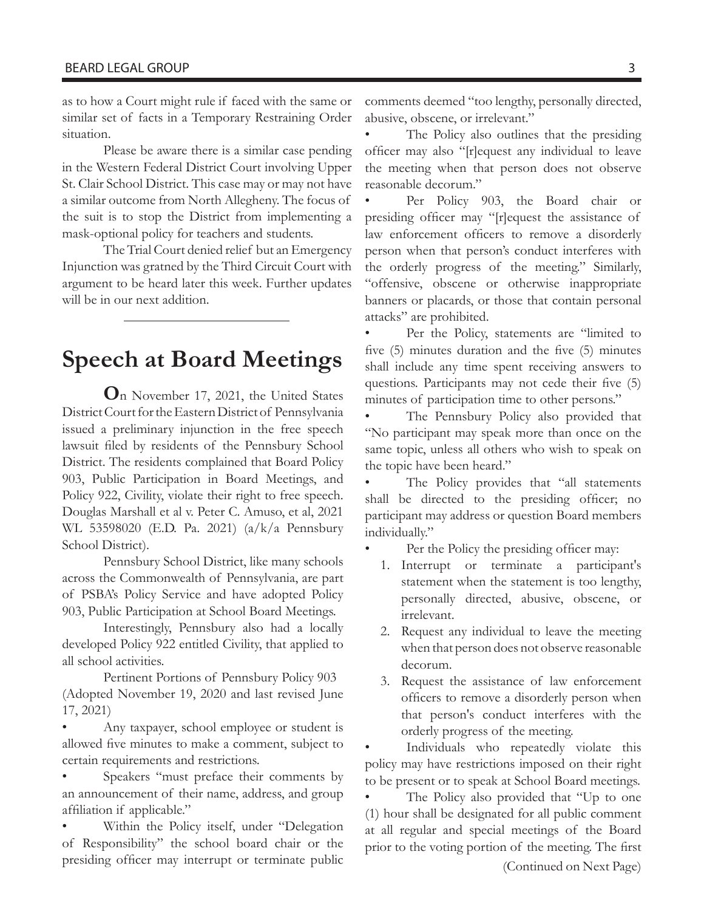as to how a Court might rule if faced with the same or similar set of facts in a Temporary Restraining Order situation.

Please be aware there is a similar case pending in the Western Federal District Court involving Upper St. Clair School District. This case may or may not have a similar outcome from North Allegheny. The focus of the suit is to stop the District from implementing a mask-optional policy for teachers and students.

The Trial Court denied relief but an Emergency Injunction was gratned by the Third Circuit Court with argument to be heard later this week. Further updates will be in our next addition.

---

# Speech at Board Meetings

**O**n November 17, 2021, the United States District Court for the Eastern District of Pennsylvania issued a preliminary injunction in the free speech lawsuit filed by residents of the Pennsbury School District. The residents complained that Board Policy 903, Public Participation in Board Meetings, and Policy 922, Civility, violate their right to free speech. Douglas Marshall et al v. Peter C. Amuso, et al, 2021 WL 53598020 (E.D. Pa. 2021) (a/k/a Pennsbury School District).

Pennsbury School District, like many schools across the Commonwealth of Pennsylvania, are part of PSBA's Policy Service and have adopted Policy 903, Public Participation at School Board Meetings.

Interestingly, Pennsbury also had a locally developed Policy 922 entitled Civility, that applied to all school activities.

Pertinent Portions of Pennsbury Policy 903 (Adopted November 19, 2020 and last revised June 17, 2021)

- Any taxpayer, school employee or student is allowed five minutes to make a comment, subject to certain requirements and restrictions.
- Speakers "must preface their comments by an announcement of their name, address, and group affiliation if applicable."
- Within the Policy itself, under "Delegation of Responsibility" the school board chair or the presiding officer may interrupt or terminate public comments deemed "too lengthy, personally directed, abusive, obscene, or irrelevant."
- The Policy also outlines that the presiding officer may also "[r]equest any individual to leave the meeting when that person does not observe reasonable decorum."
- Per Policy 903, the Board chair or presiding officer may "[r]equest the assistance of law enforcement officers to remove a disorderly person when that person's conduct interferes with the orderly progress of the meeting." Similarly, "offensive, obscene or otherwise inappropriate banners or placards, or those that contain personal attacks" are prohibited.
- Per the Policy, statements are "limited to five (5) minutes duration and the five (5) minutes shall include any time spent receiving answers to questions. Participants may not cede their five (5) minutes of participation time to other persons."
- The Pennsbury Policy also provided that "No participant may speak more than once on the same topic, unless all others who wish to speak on the topic have been heard."
- The Policy provides that "all statements shall be directed to the presiding officer; no participant may address or question Board members individually."
- Per the Policy the presiding officer may:
  1. Interrupt or terminate a participant's statement when the statement is too lengthy, personally directed, abusive, obscene, or irrelevant.
  2. Request any individual to leave the meeting when that person does not observe reasonable decorum.
  3. Request the assistance of law enforcement officers to remove a disorderly person when that person's conduct interferes with the orderly progress of the meeting.
- Individuals who repeatedly violate this policy may have restrictions imposed on their right to be present or to speak at School Board meetings.
- The Policy also provided that "Up to one (1) hour shall be designated for all public comment at all regular and special meetings of the Board prior to the voting portion of the meeting. The first

(Continued on Next Page)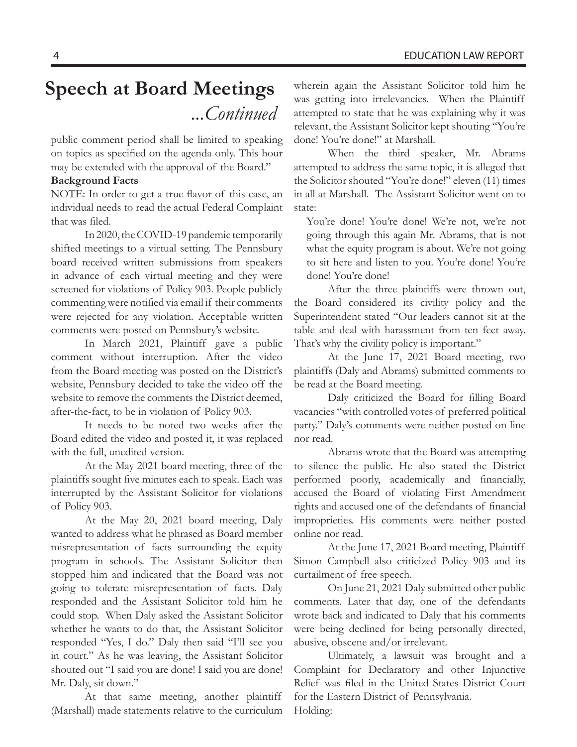# Speech at Board Meetings

*...Continued*

public comment period shall be limited to speaking on topics as specified on the agenda only. This hour may be extended with the approval of the Board."

**Background Facts**

NOTE: In order to get a true flavor of this case, an individual needs to read the actual Federal Complaint that was filed.

In 2020, the COVID-19 pandemic temporarily shifted meetings to a virtual setting. The Pennsbury board received written submissions from speakers in advance of each virtual meeting and they were screened for violations of Policy 903. People publicly commenting were notified via email if their comments were rejected for any violation. Acceptable written comments were posted on Pennsbury's website.

In March 2021, Plaintiff gave a public comment without interruption. After the video from the Board meeting was posted on the District's website, Pennsbury decided to take the video off the website to remove the comments the District deemed, after-the-fact, to be in violation of Policy 903.

It needs to be noted two weeks after the Board edited the video and posted it, it was replaced with the full, unedited version.

At the May 2021 board meeting, three of the plaintiffs sought five minutes each to speak. Each was interrupted by the Assistant Solicitor for violations of Policy 903.

At the May 20, 2021 board meeting, Daly wanted to address what he phrased as Board member misrepresentation of facts surrounding the equity program in schools. The Assistant Solicitor then stopped him and indicated that the Board was not going to tolerate misrepresentation of facts. Daly responded and the Assistant Solicitor told him he could stop. When Daly asked the Assistant Solicitor whether he wants to do that, the Assistant Solicitor responded "Yes, I do." Daly then said "I'll see you in court." As he was leaving, the Assistant Solicitor shouted out "I said you are done! I said you are done! Mr. Daly, sit down."

At that same meeting, another plaintiff (Marshall) made statements relative to the curriculum wherein again the Assistant Solicitor told him he was getting into irrelevancies. When the Plaintiff attempted to state that he was explaining why it was relevant, the Assistant Solicitor kept shouting "You're done! You're done!" at Marshall.

When the third speaker, Mr. Abrams attempted to address the same topic, it is alleged that the Solicitor shouted "You're done!" eleven (11) times in all at Marshall. The Assistant Solicitor went on to state:

> You're done! You're done! We're not, we're not going through this again Mr. Abrams, that is not what the equity program is about. We're not going to sit here and listen to you. You're done! You're done! You're done!

After the three plaintiffs were thrown out, the Board considered its civility policy and the Superintendent stated "Our leaders cannot sit at the table and deal with harassment from ten feet away. That's why the civility policy is important."

At the June 17, 2021 Board meeting, two plaintiffs (Daly and Abrams) submitted comments to be read at the Board meeting.

Daly criticized the Board for filling Board vacancies "with controlled votes of preferred political party." Daly's comments were neither posted on line nor read.

Abrams wrote that the Board was attempting to silence the public. He also stated the District performed poorly, academically and financially, accused the Board of violating First Amendment rights and accused one of the defendants of financial improprieties. His comments were neither posted online nor read.

At the June 17, 2021 Board meeting, Plaintiff Simon Campbell also criticized Policy 903 and its curtailment of free speech.

On June 21, 2021 Daly submitted other public comments. Later that day, one of the defendants wrote back and indicated to Daly that his comments were being declined for being personally directed, abusive, obscene and/or irrelevant.

Ultimately, a lawsuit was brought and a Complaint for Declaratory and other Injunctive Relief was filed in the United States District Court for the Eastern District of Pennsylvania.

Holding: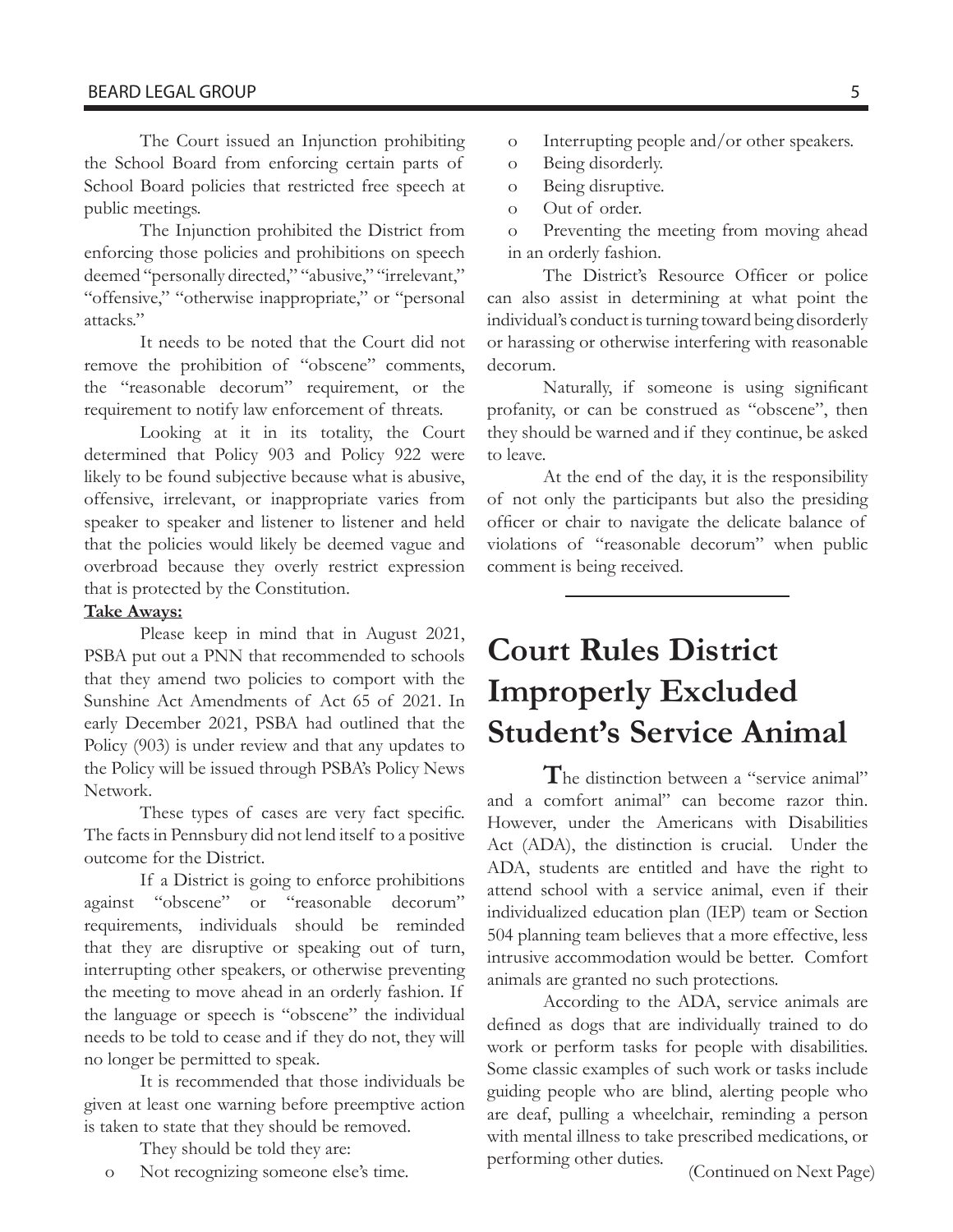The Court issued an Injunction prohibiting the School Board from enforcing certain parts of School Board policies that restricted free speech at public meetings.

The Injunction prohibited the District from enforcing those policies and prohibitions on speech deemed "personally directed," "abusive," "irrelevant," "offensive," "otherwise inappropriate," or "personal attacks."

It needs to be noted that the Court did not remove the prohibition of "obscene" comments, the "reasonable decorum" requirement, or the requirement to notify law enforcement of threats.

Looking at it in its totality, the Court determined that Policy 903 and Policy 922 were likely to be found subjective because what is abusive, offensive, irrelevant, or inappropriate varies from speaker to speaker and listener to listener and held that the policies would likely be deemed vague and overbroad because they overly restrict expression that is protected by the Constitution.

**Take Aways:**

Please keep in mind that in August 2021, PSBA put out a PNN that recommended to schools that they amend two policies to comport with the Sunshine Act Amendments of Act 65 of 2021. In early December 2021, PSBA had outlined that the Policy (903) is under review and that any updates to the Policy will be issued through PSBA's Policy News Network.

These types of cases are very fact specific. The facts in Pennsbury did not lend itself to a positive outcome for the District.

If a District is going to enforce prohibitions against "obscene" or "reasonable decorum" requirements, individuals should be reminded that they are disruptive or speaking out of turn, interrupting other speakers, or otherwise preventing the meeting to move ahead in an orderly fashion. If the language or speech is "obscene" the individual needs to be told to cease and if they do not, they will no longer be permitted to speak.

It is recommended that those individuals be given at least one warning before preemptive action is taken to state that they should be removed.

They should be told they are:

- Not recognizing someone else's time.
- Interrupting people and/or other speakers.
- Being disorderly.
- Being disruptive.
- Out of order.
- Preventing the meeting from moving ahead in an orderly fashion.

The District's Resource Officer or police can also assist in determining at what point the individual's conduct is turning toward being disorderly or harassing or otherwise interfering with reasonable decorum.

Naturally, if someone is using significant profanity, or can be construed as "obscene", then they should be warned and if they continue, be asked to leave.

At the end of the day, it is the responsibility of not only the participants but also the presiding officer or chair to navigate the delicate balance of violations of "reasonable decorum" when public comment is being received.

# Court Rules District Improperly Excluded Student's Service Animal

The distinction between a "service animal" and a comfort animal" can become razor thin. However, under the Americans with Disabilities Act (ADA), the distinction is crucial. Under the ADA, students are entitled and have the right to attend school with a service animal, even if their individualized education plan (IEP) team or Section 504 planning team believes that a more effective, less intrusive accommodation would be better. Comfort animals are granted no such protections.

According to the ADA, service animals are defined as dogs that are individually trained to do work or perform tasks for people with disabilities. Some classic examples of such work or tasks include guiding people who are blind, alerting people who are deaf, pulling a wheelchair, reminding a person with mental illness to take prescribed medications, or performing other duties.

(Continued on Next Page)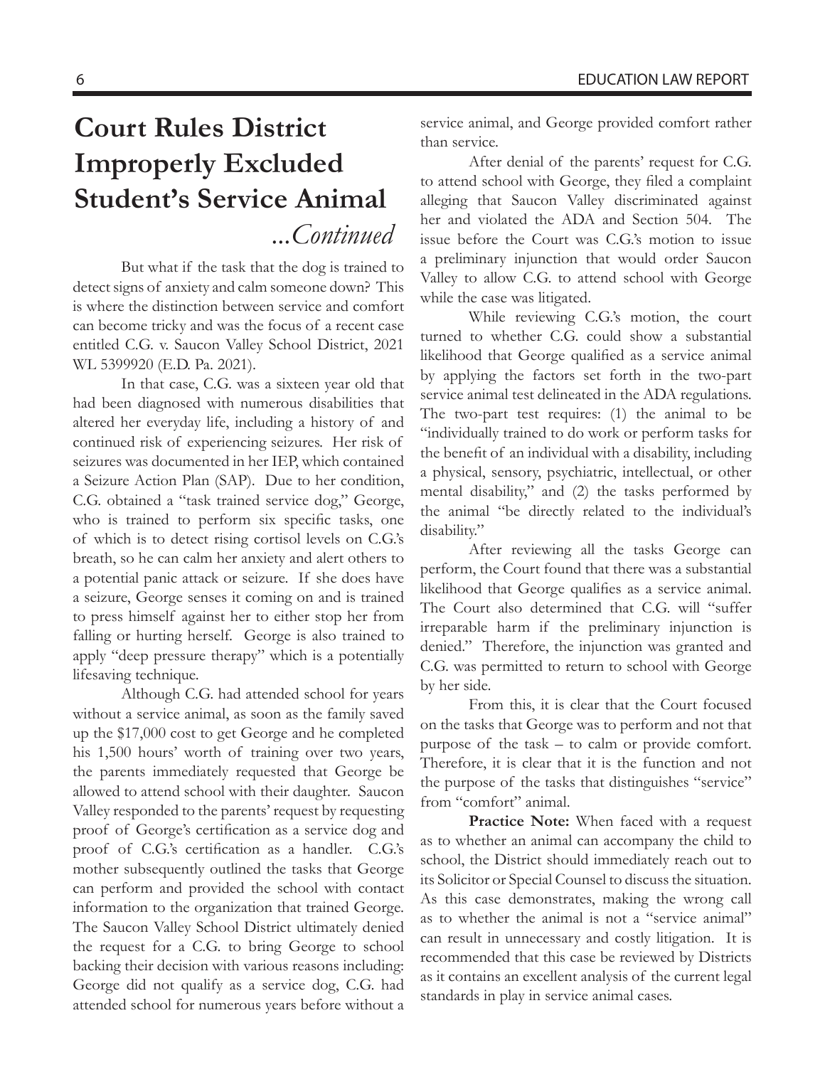# Court Rules District Improperly Excluded Student's Service Animal

*...Continued*

But what if the task that the dog is trained to detect signs of anxiety and calm someone down? This is where the distinction between service and comfort can become tricky and was the focus of a recent case entitled C.G. v. Saucon Valley School District, 2021 WL 5399920 (E.D. Pa. 2021).

In that case, C.G. was a sixteen year old that had been diagnosed with numerous disabilities that altered her everyday life, including a history of and continued risk of experiencing seizures. Her risk of seizures was documented in her IEP, which contained a Seizure Action Plan (SAP). Due to her condition, C.G. obtained a "task trained service dog," George, who is trained to perform six specific tasks, one of which is to detect rising cortisol levels on C.G.'s breath, so he can calm her anxiety and alert others to a potential panic attack or seizure. If she does have a seizure, George senses it coming on and is trained to press himself against her to either stop her from falling or hurting herself. George is also trained to apply "deep pressure therapy" which is a potentially lifesaving technique.

Although C.G. had attended school for years without a service animal, as soon as the family saved up the $17,000 cost to get George and he completed his 1,500 hours' worth of training over two years, the parents immediately requested that George be allowed to attend school with their daughter. Saucon Valley responded to the parents' request by requesting proof of George's certification as a service dog and proof of C.G.'s certification as a handler. C.G.'s mother subsequently outlined the tasks that George can perform and provided the school with contact information to the organization that trained George. The Saucon Valley School District ultimately denied the request for a C.G. to bring George to school backing their decision with various reasons including: George did not qualify as a service dog, C.G. had attended school for numerous years before without a service animal, and George provided comfort rather than service.

After denial of the parents' request for C.G. to attend school with George, they filed a complaint alleging that Saucon Valley discriminated against her and violated the ADA and Section 504. The issue before the Court was C.G.'s motion to issue a preliminary injunction that would order Saucon Valley to allow C.G. to attend school with George while the case was litigated.

While reviewing C.G.'s motion, the court turned to whether C.G. could show a substantial likelihood that George qualified as a service animal by applying the factors set forth in the two-part service animal test delineated in the ADA regulations. The two-part test requires: (1) the animal to be "individually trained to do work or perform tasks for the benefit of an individual with a disability, including a physical, sensory, psychiatric, intellectual, or other mental disability," and (2) the tasks performed by the animal "be directly related to the individual's disability."

After reviewing all the tasks George can perform, the Court found that there was a substantial likelihood that George qualifies as a service animal. The Court also determined that C.G. will "suffer irreparable harm if the preliminary injunction is denied." Therefore, the injunction was granted and C.G. was permitted to return to school with George by her side.

From this, it is clear that the Court focused on the tasks that George was to perform and not that purpose of the task – to calm or provide comfort. Therefore, it is clear that it is the function and not the purpose of the tasks that distinguishes "service" from "comfort" animal.

**Practice Note:** When faced with a request as to whether an animal can accompany the child to school, the District should immediately reach out to its Solicitor or Special Counsel to discuss the situation. As this case demonstrates, making the wrong call as to whether the animal is not a "service animal" can result in unnecessary and costly litigation. It is recommended that this case be reviewed by Districts as it contains an excellent analysis of the current legal standards in play in service animal cases.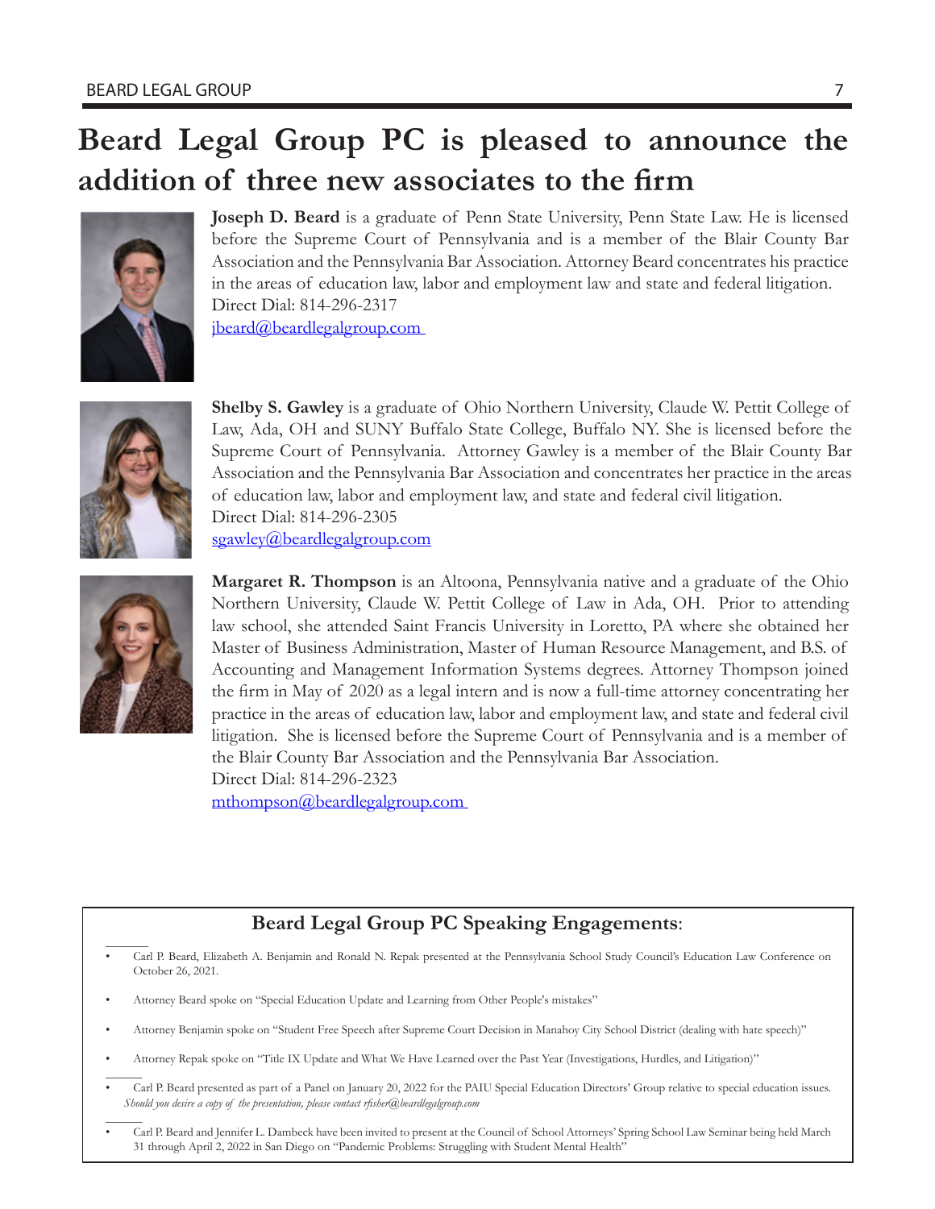# Beard Legal Group PC is pleased to announce the addition of three new associates to the firm

**Joseph D. Beard** is a graduate of Penn State University, Penn State Law. He is licensed before the Supreme Court of Pennsylvania and is a member of the Blair County Bar Association and the Pennsylvania Bar Association. Attorney Beard concentrates his practice in the areas of education law, labor and employment law and state and federal litigation.
Direct Dial: 814-296-2317
jbeard@beardlegalgroup.com

**Shelby S. Gawley** is a graduate of Ohio Northern University, Claude W. Pettit College of Law, Ada, OH and SUNY Buffalo State College, Buffalo NY. She is licensed before the Supreme Court of Pennsylvania. Attorney Gawley is a member of the Blair County Bar Association and the Pennsylvania Bar Association and concentrates her practice in the areas of education law, labor and employment law, and state and federal civil litigation.
Direct Dial: 814-296-2305
sgawley@beardlegalgroup.com

**Margaret R. Thompson** is an Altoona, Pennsylvania native and a graduate of the Ohio Northern University, Claude W. Pettit College of Law in Ada, OH. Prior to attending law school, she attended Saint Francis University in Loretto, PA where she obtained her Master of Business Administration, Master of Human Resource Management, and B.S. of Accounting and Management Information Systems degrees. Attorney Thompson joined the firm in May of 2020 as a legal intern and is now a full-time attorney concentrating her practice in the areas of education law, labor and employment law, and state and federal civil litigation. She is licensed before the Supreme Court of Pennsylvania and is a member of the Blair County Bar Association and the Pennsylvania Bar Association.
Direct Dial: 814-296-2323
mthompson@beardlegalgroup.com

## Beard Legal Group PC Speaking Engagements:

- Carl P. Beard, Elizabeth A. Benjamin and Ronald N. Repak presented at the Pennsylvania School Study Council's Education Law Conference on October 26, 2021.
- Attorney Beard spoke on "Special Education Update and Learning from Other People's mistakes"
- Attorney Benjamin spoke on "Student Free Speech after Supreme Court Decision in Manahoy City School District (dealing with hate speech)"
- Attorney Repak spoke on "Title IX Update and What We Have Learned over the Past Year (Investigations, Hurdles, and Litigation)"
- Carl P. Beard presented as part of a Panel on January 20, 2022 for the PAIU Special Education Directors' Group relative to special education issues.
  *Should you desire a copy of the presentation, please contact rfisher@beardlegalgroup.com*
- Carl P. Beard and Jennifer L. Dambeck have been invited to present at the Council of School Attorneys' Spring School Law Seminar being held March 31 through April 2, 2022 in San Diego on "Pandemic Problems: Struggling with Student Mental Health"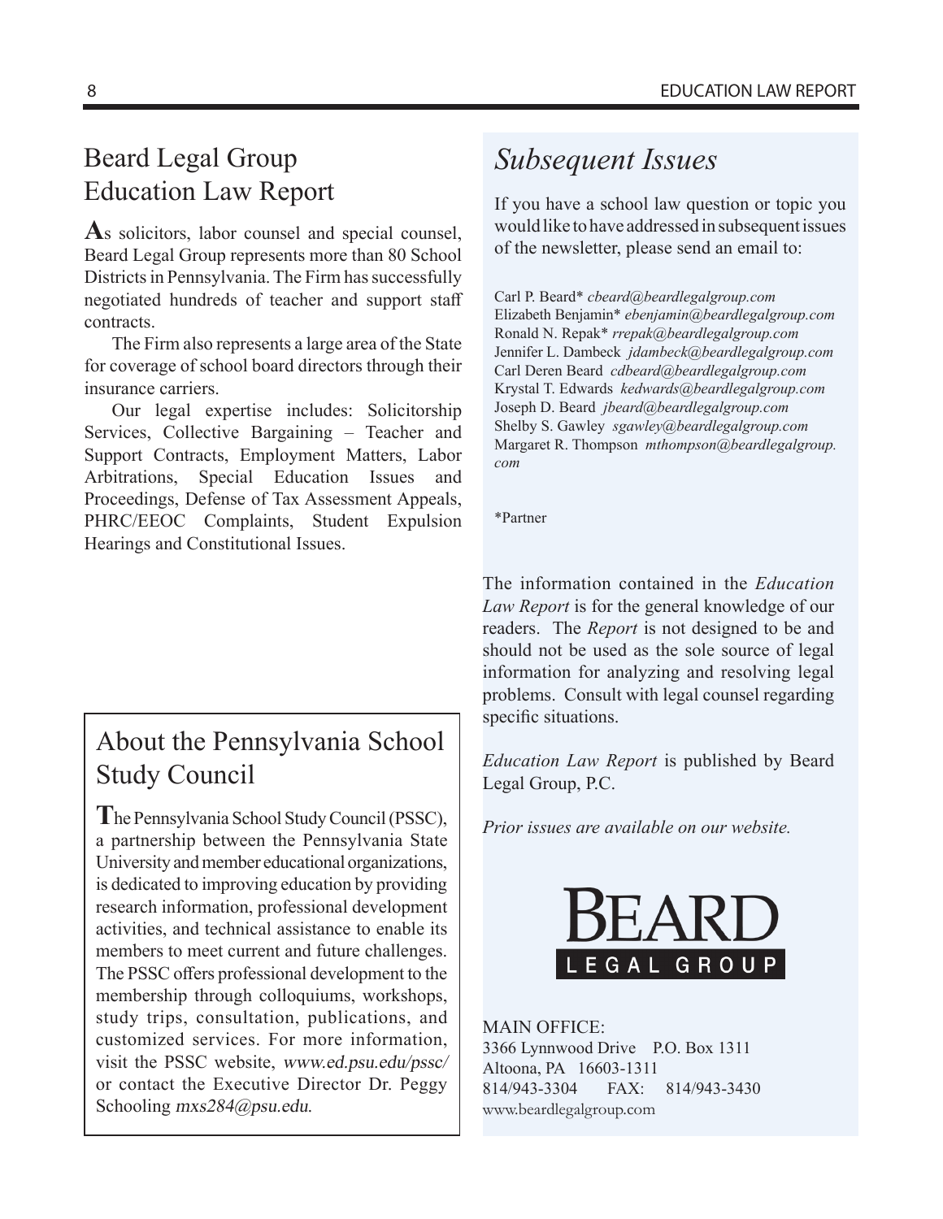# Beard Legal Group Education Law Report

As solicitors, labor counsel and special counsel, Beard Legal Group represents more than 80 School Districts in Pennsylvania. The Firm has successfully negotiated hundreds of teacher and support staff contracts.

The Firm also represents a large area of the State for coverage of school board directors through their insurance carriers.

Our legal expertise includes: Solicitorship Services, Collective Bargaining – Teacher and Support Contracts, Employment Matters, Labor Arbitrations, Special Education Issues and Proceedings, Defense of Tax Assessment Appeals, PHRC/EEOC Complaints, Student Expulsion Hearings and Constitutional Issues.

## About the Pennsylvania School Study Council

The Pennsylvania School Study Council (PSSC), a partnership between the Pennsylvania State University and member educational organizations, is dedicated to improving education by providing research information, professional development activities, and technical assistance to enable its members to meet current and future challenges. The PSSC offers professional development to the membership through colloquiums, workshops, study trips, consultation, publications, and customized services. For more information, visit the PSSC website, *www.ed.psu.edu/pssc/* or contact the Executive Director Dr. Peggy Schooling *mxs284@psu.edu.*

## *Subsequent Issues*

If you have a school law question or topic you would like to have addressed in subsequent issues of the newsletter, please send an email to:

Carl P. Beard* *cbeard@beardlegalgroup.com*
Elizabeth Benjamin* *ebenjamin@beardlegalgroup.com*
Ronald N. Repak* *rrepak@beardlegalgroup.com*
Jennifer L. Dambeck *jdambeck@beardlegalgroup.com*
Carl Deren Beard *cdbeard@beardlegalgroup.com*
Krystal T. Edwards *kedwards@beardlegalgroup.com*
Joseph D. Beard *jbeard@beardlegalgroup.com*
Shelby S. Gawley *sgawley@beardlegalgroup.com*
Margaret R. Thompson *mthompson@beardlegalgroup.com*

*Partner

The information contained in the *Education Law Report* is for the general knowledge of our readers. The *Report* is not designed to be and should not be used as the sole source of legal information for analyzing and resolving legal problems. Consult with legal counsel regarding specific situations.

*Education Law Report* is published by Beard Legal Group, P.C.

*Prior issues are available on our website.*

BEARD
LEGAL GROUP

MAIN OFFICE:
3366 Lynnwood Drive P.O. Box 1311
Altoona, PA 16603-1311
814/943-3304 FAX: 814/943-3430
www.beardlegalgroup.com